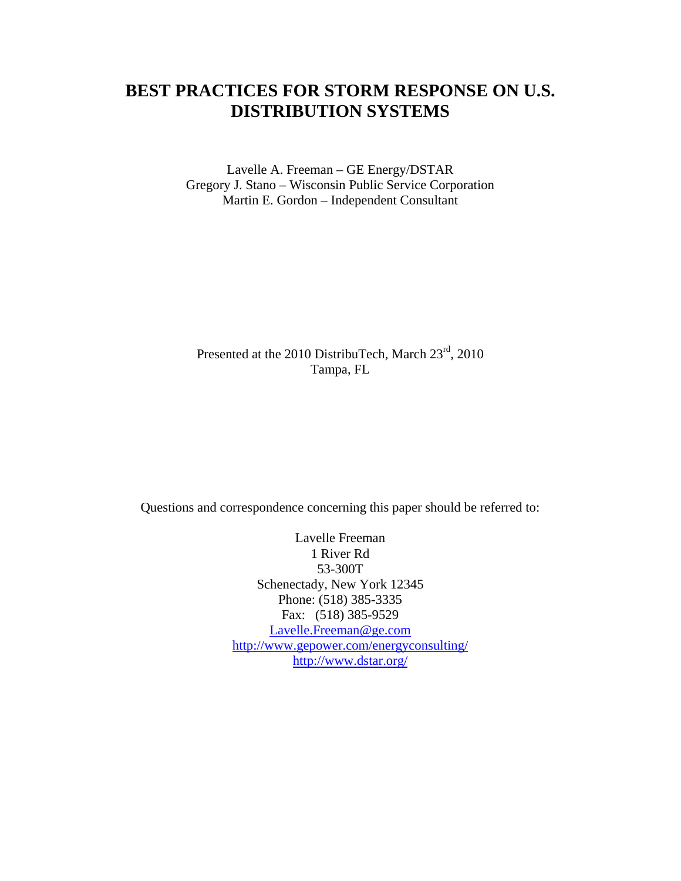# BEST PRACTICES FOR STORM RESPONSE ON U.S. DISTRIBUTION SYSTEMS

Lavelle A. Freeman – GE Energy/DSTAR
Gregory J. Stano – Wisconsin Public Service Corporation
Martin E. Gordon – Independent Consultant

Presented at the 2010 DistribuTech, March 23rd, 2010
Tampa, FL

Questions and correspondence concerning this paper should be referred to:

Lavelle Freeman
1 River Rd
53-300T
Schenectady, New York 12345
Phone: (518) 385-3335
Fax: (518) 385-9529
[Lavelle.Freeman@ge.com](mailto:Lavelle.Freeman@ge.com)
[http://www.gepower.com/energyconsulting/](http://www.gepower.com/energyconsulting/)
[http://www.dstar.org/](http://www.dstar.org/)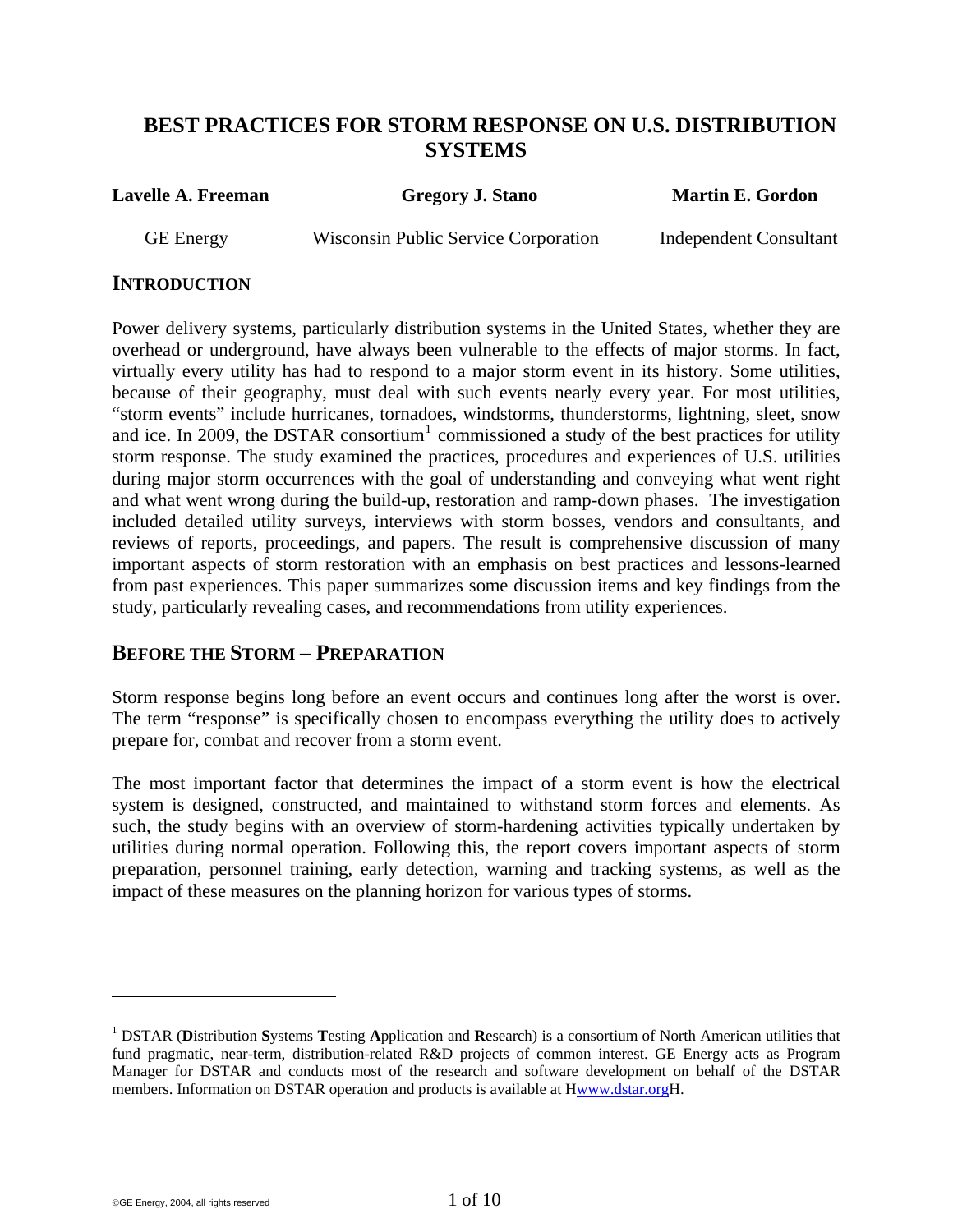# BEST PRACTICES FOR STORM RESPONSE ON U.S. DISTRIBUTION SYSTEMS

| **Lavelle A. Freeman** | **Gregory J. Stano** | **Martin E. Gordon** |
| --- | --- | --- |
| GE Energy | Wisconsin Public Service Corporation | Independent Consultant |

## INTRODUCTION

Power delivery systems, particularly distribution systems in the United States, whether they are overhead or underground, have always been vulnerable to the effects of major storms. In fact, virtually every utility has had to respond to a major storm event in its history. Some utilities, because of their geography, must deal with such events nearly every year. For most utilities, "storm events" include hurricanes, tornadoes, windstorms, thunderstorms, lightning, sleet, snow and ice. In 2009, the DSTAR consortium[1] commissioned a study of the best practices for utility storm response. The study examined the practices, procedures and experiences of U.S. utilities during major storm occurrences with the goal of understanding and conveying what went right and what went wrong during the build-up, restoration and ramp-down phases. The investigation included detailed utility surveys, interviews with storm bosses, vendors and consultants, and reviews of reports, proceedings, and papers. The result is comprehensive discussion of many important aspects of storm restoration with an emphasis on best practices and lessons-learned from past experiences. This paper summarizes some discussion items and key findings from the study, particularly revealing cases, and recommendations from utility experiences.

## BEFORE THE STORM – PREPARATION

Storm response begins long before an event occurs and continues long after the worst is over. The term "response" is specifically chosen to encompass everything the utility does to actively prepare for, combat and recover from a storm event.

The most important factor that determines the impact of a storm event is how the electrical system is designed, constructed, and maintained to withstand storm forces and elements. As such, the study begins with an overview of storm-hardening activities typically undertaken by utilities during normal operation. Following this, the report covers important aspects of storm preparation, personnel training, early detection, warning and tracking systems, as well as the impact of these measures on the planning horizon for various types of storms.

---

[1] DSTAR (**D**istribution **S**ystems **T**esting **A**pplication and **R**esearch) is a consortium of North American utilities that fund pragmatic, near-term, distribution-related R&D projects of common interest. GE Energy acts as Program Manager for DSTAR and conducts most of the research and software development on behalf of the DSTAR members. Information on DSTAR operation and products is available at Hwww.dstar.orgH.

©GE Energy, 2004, all rights reserved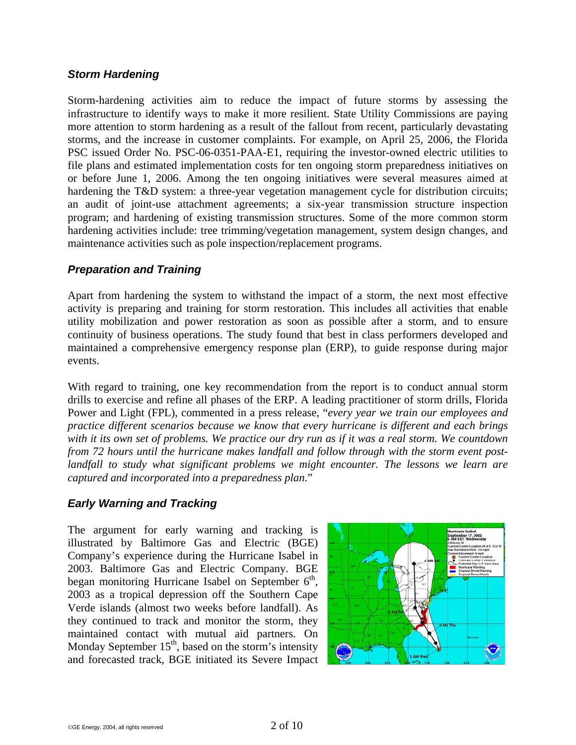### *Storm Hardening*

Storm-hardening activities aim to reduce the impact of future storms by assessing the infrastructure to identify ways to make it more resilient. State Utility Commissions are paying more attention to storm hardening as a result of the fallout from recent, particularly devastating storms, and the increase in customer complaints. For example, on April 25, 2006, the Florida PSC issued Order No. PSC-06-0351-PAA-E1, requiring the investor-owned electric utilities to file plans and estimated implementation costs for ten ongoing storm preparedness initiatives on or before June 1, 2006. Among the ten ongoing initiatives were several measures aimed at hardening the T&D system: a three-year vegetation management cycle for distribution circuits; an audit of joint-use attachment agreements; a six-year transmission structure inspection program; and hardening of existing transmission structures. Some of the more common storm hardening activities include: tree trimming/vegetation management, system design changes, and maintenance activities such as pole inspection/replacement programs.

### *Preparation and Training*

Apart from hardening the system to withstand the impact of a storm, the next most effective activity is preparing and training for storm restoration. This includes all activities that enable utility mobilization and power restoration as soon as possible after a storm, and to ensure continuity of business operations. The study found that best in class performers developed and maintained a comprehensive emergency response plan (ERP), to guide response during major events.

With regard to training, one key recommendation from the report is to conduct annual storm drills to exercise and refine all phases of the ERP. A leading practitioner of storm drills, Florida Power and Light (FPL), commented in a press release, "*every year we train our employees and practice different scenarios because we know that every hurricane is different and each brings with it its own set of problems. We practice our dry run as if it was a real storm. We countdown from 72 hours until the hurricane makes landfall and follow through with the storm event post-landfall to study what significant problems we might encounter. The lessons we learn are captured and incorporated into a preparedness plan*."

### *Early Warning and Tracking*

The argument for early warning and tracking is illustrated by Baltimore Gas and Electric (BGE) Company's experience during the Hurricane Isabel in 2003. Baltimore Gas and Electric Company. BGE began monitoring Hurricane Isabel on September 6th, 2003 as a tropical depression off the Southern Cape Verde islands (almost two weeks before landfall). As they continued to track and monitor the storm, they maintained contact with mutual aid partners. On Monday September 15th, based on the storm's intensity and forecasted track, BGE initiated its Severe Impact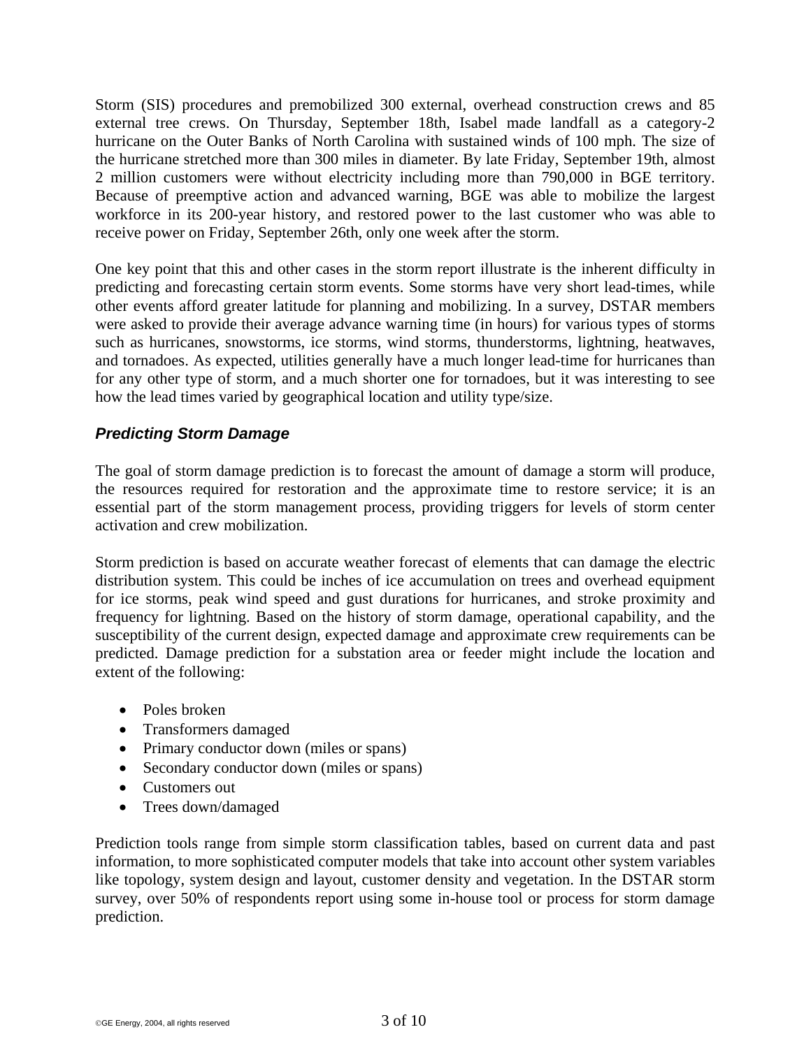Storm (SIS) procedures and premobilized 300 external, overhead construction crews and 85 external tree crews. On Thursday, September 18th, Isabel made landfall as a category-2 hurricane on the Outer Banks of North Carolina with sustained winds of 100 mph. The size of the hurricane stretched more than 300 miles in diameter. By late Friday, September 19th, almost 2 million customers were without electricity including more than 790,000 in BGE territory. Because of preemptive action and advanced warning, BGE was able to mobilize the largest workforce in its 200-year history, and restored power to the last customer who was able to receive power on Friday, September 26th, only one week after the storm.

One key point that this and other cases in the storm report illustrate is the inherent difficulty in predicting and forecasting certain storm events. Some storms have very short lead-times, while other events afford greater latitude for planning and mobilizing. In a survey, DSTAR members were asked to provide their average advance warning time (in hours) for various types of storms such as hurricanes, snowstorms, ice storms, wind storms, thunderstorms, lightning, heatwaves, and tornadoes. As expected, utilities generally have a much longer lead-time for hurricanes than for any other type of storm, and a much shorter one for tornadoes, but it was interesting to see how the lead times varied by geographical location and utility type/size.

### *Predicting Storm Damage*

The goal of storm damage prediction is to forecast the amount of damage a storm will produce, the resources required for restoration and the approximate time to restore service; it is an essential part of the storm management process, providing triggers for levels of storm center activation and crew mobilization.

Storm prediction is based on accurate weather forecast of elements that can damage the electric distribution system. This could be inches of ice accumulation on trees and overhead equipment for ice storms, peak wind speed and gust durations for hurricanes, and stroke proximity and frequency for lightning. Based on the history of storm damage, operational capability, and the susceptibility of the current design, expected damage and approximate crew requirements can be predicted. Damage prediction for a substation area or feeder might include the location and extent of the following:

- Poles broken
- Transformers damaged
- Primary conductor down (miles or spans)
- Secondary conductor down (miles or spans)
- Customers out
- Trees down/damaged

Prediction tools range from simple storm classification tables, based on current data and past information, to more sophisticated computer models that take into account other system variables like topology, system design and layout, customer density and vegetation. In the DSTAR storm survey, over 50% of respondents report using some in-house tool or process for storm damage prediction.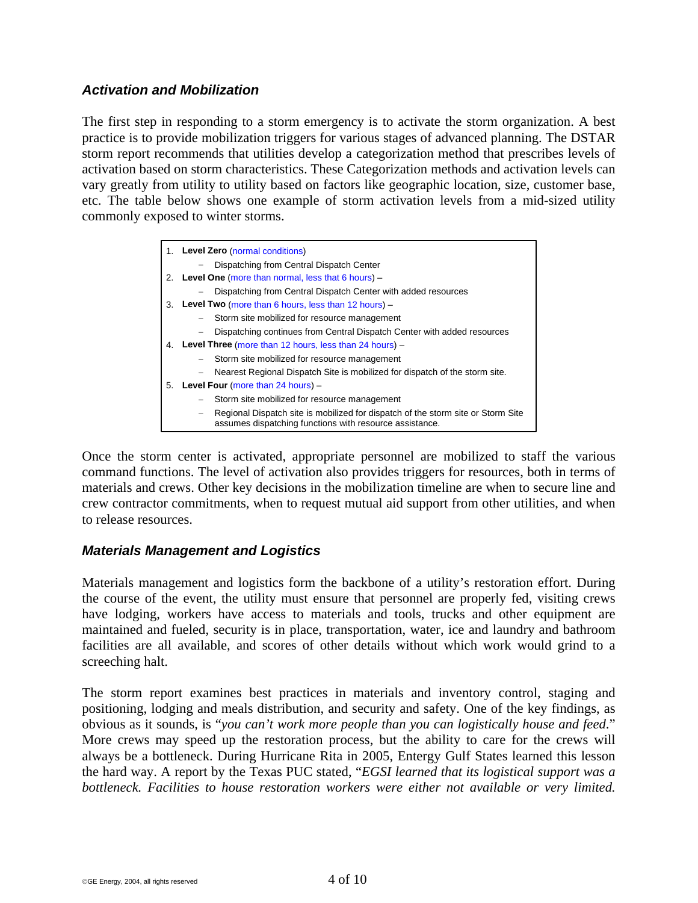### *Activation and Mobilization*

The first step in responding to a storm emergency is to activate the storm organization. A best practice is to provide mobilization triggers for various stages of advanced planning. The DSTAR storm report recommends that utilities develop a categorization method that prescribes levels of activation based on storm characteristics. These Categorization methods and activation levels can vary greatly from utility to utility based on factors like geographic location, size, customer base, etc. The table below shows one example of storm activation levels from a mid-sized utility commonly exposed to winter storms.

1. **Level Zero** (normal conditions)
   - Dispatching from Central Dispatch Center
2. **Level One** (more than normal, less that 6 hours) –
   - Dispatching from Central Dispatch Center with added resources
3. **Level Two** (more than 6 hours, less than 12 hours) –
   - Storm site mobilized for resource management
   - Dispatching continues from Central Dispatch Center with added resources
4. **Level Three** (more than 12 hours, less than 24 hours) –
   - Storm site mobilized for resource management
   - Nearest Regional Dispatch Site is mobilized for dispatch of the storm site.
5. **Level Four** (more than 24 hours) –
   - Storm site mobilized for resource management
   - Regional Dispatch site is mobilized for dispatch of the storm site or Storm Site assumes dispatching functions with resource assistance.

Once the storm center is activated, appropriate personnel are mobilized to staff the various command functions. The level of activation also provides triggers for resources, both in terms of materials and crews. Other key decisions in the mobilization timeline are when to secure line and crew contractor commitments, when to request mutual aid support from other utilities, and when to release resources.

### *Materials Management and Logistics*

Materials management and logistics form the backbone of a utility's restoration effort. During the course of the event, the utility must ensure that personnel are properly fed, visiting crews have lodging, workers have access to materials and tools, trucks and other equipment are maintained and fueled, security is in place, transportation, water, ice and laundry and bathroom facilities are all available, and scores of other details without which work would grind to a screeching halt.

The storm report examines best practices in materials and inventory control, staging and positioning, lodging and meals distribution, and security and safety. One of the key findings, as obvious as it sounds, is "*you can't work more people than you can logistically house and feed*." More crews may speed up the restoration process, but the ability to care for the crews will always be a bottleneck. During Hurricane Rita in 2005, Entergy Gulf States learned this lesson the hard way. A report by the Texas PUC stated, "*EGSI learned that its logistical support was a bottleneck. Facilities to house restoration workers were either not available or very limited.*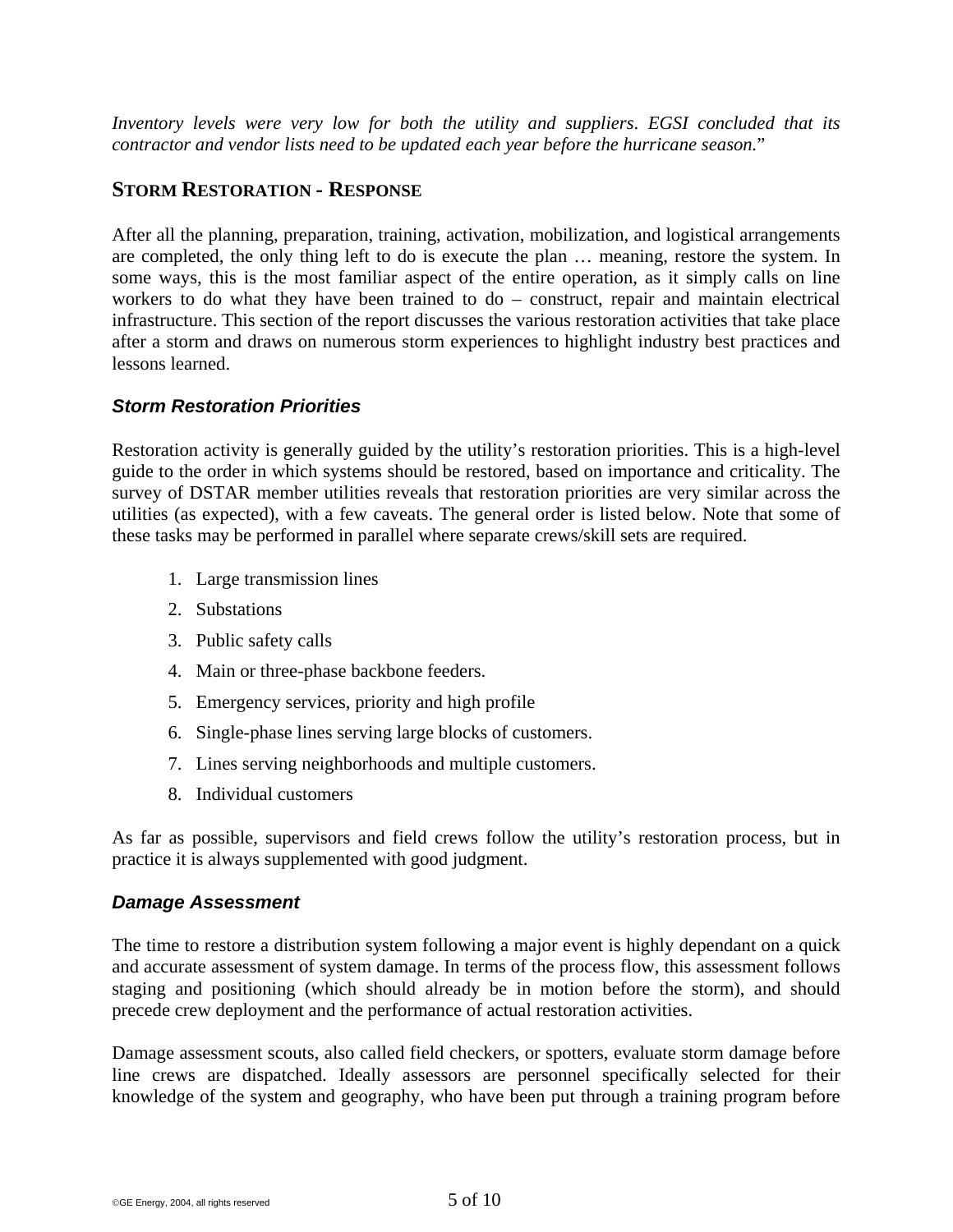*Inventory levels were very low for both the utility and suppliers. EGSI concluded that its contractor and vendor lists need to be updated each year before the hurricane season.*"

## STORM RESTORATION - RESPONSE

After all the planning, preparation, training, activation, mobilization, and logistical arrangements are completed, the only thing left to do is execute the plan … meaning, restore the system. In some ways, this is the most familiar aspect of the entire operation, as it simply calls on line workers to do what they have been trained to do – construct, repair and maintain electrical infrastructure. This section of the report discusses the various restoration activities that take place after a storm and draws on numerous storm experiences to highlight industry best practices and lessons learned.

### *Storm Restoration Priorities*

Restoration activity is generally guided by the utility's restoration priorities. This is a high-level guide to the order in which systems should be restored, based on importance and criticality. The survey of DSTAR member utilities reveals that restoration priorities are very similar across the utilities (as expected), with a few caveats. The general order is listed below. Note that some of these tasks may be performed in parallel where separate crews/skill sets are required.

1. Large transmission lines
2. Substations
3. Public safety calls
4. Main or three-phase backbone feeders.
5. Emergency services, priority and high profile
6. Single-phase lines serving large blocks of customers.
7. Lines serving neighborhoods and multiple customers.
8. Individual customers

As far as possible, supervisors and field crews follow the utility's restoration process, but in practice it is always supplemented with good judgment.

### *Damage Assessment*

The time to restore a distribution system following a major event is highly dependant on a quick and accurate assessment of system damage. In terms of the process flow, this assessment follows staging and positioning (which should already be in motion before the storm), and should precede crew deployment and the performance of actual restoration activities.

Damage assessment scouts, also called field checkers, or spotters, evaluate storm damage before line crews are dispatched. Ideally assessors are personnel specifically selected for their knowledge of the system and geography, who have been put through a training program before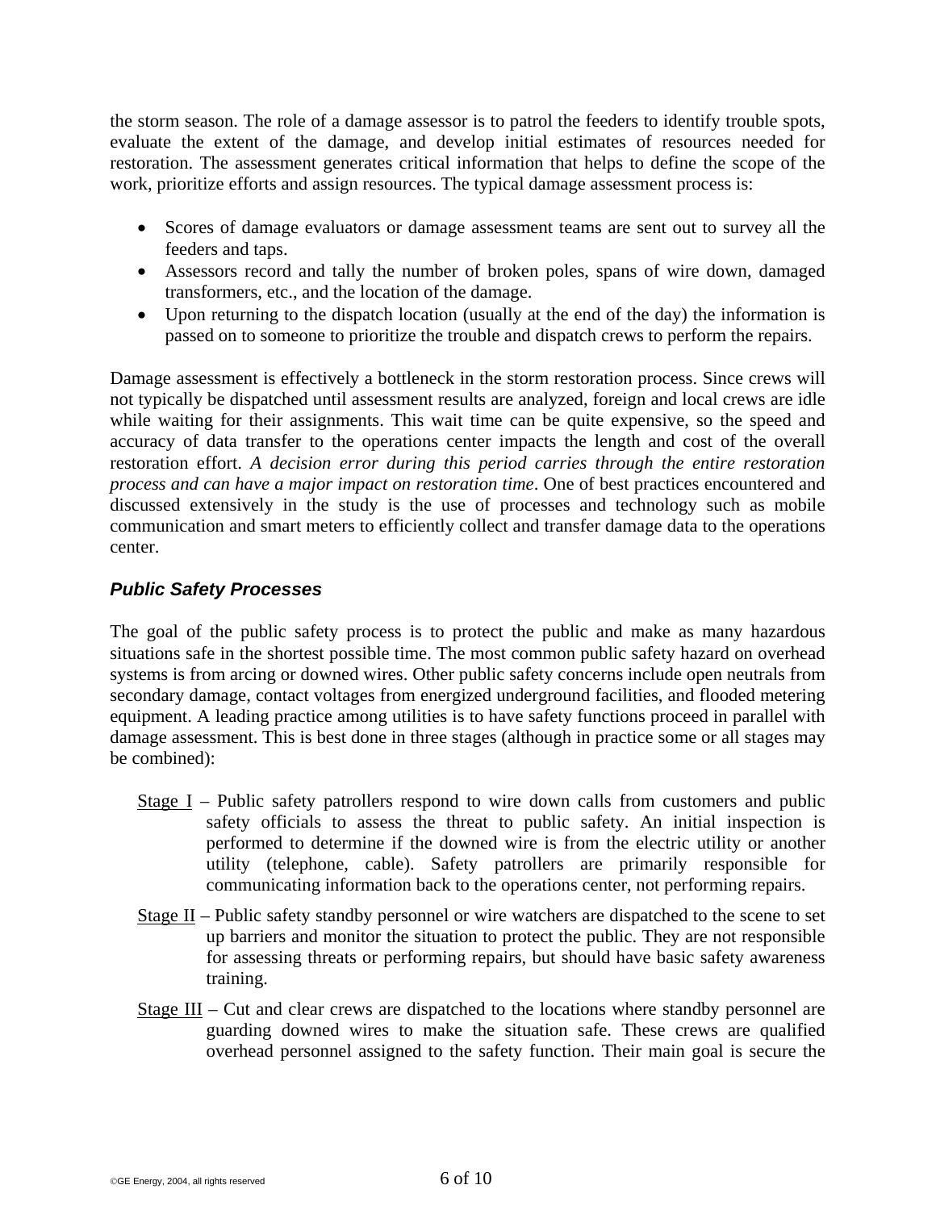the storm season. The role of a damage assessor is to patrol the feeders to identify trouble spots, evaluate the extent of the damage, and develop initial estimates of resources needed for restoration. The assessment generates critical information that helps to define the scope of the work, prioritize efforts and assign resources. The typical damage assessment process is:

- Scores of damage evaluators or damage assessment teams are sent out to survey all the feeders and taps.
- Assessors record and tally the number of broken poles, spans of wire down, damaged transformers, etc., and the location of the damage.
- Upon returning to the dispatch location (usually at the end of the day) the information is passed on to someone to prioritize the trouble and dispatch crews to perform the repairs.

Damage assessment is effectively a bottleneck in the storm restoration process. Since crews will not typically be dispatched until assessment results are analyzed, foreign and local crews are idle while waiting for their assignments. This wait time can be quite expensive, so the speed and accuracy of data transfer to the operations center impacts the length and cost of the overall restoration effort. *A decision error during this period carries through the entire restoration process and can have a major impact on restoration time*. One of best practices encountered and discussed extensively in the study is the use of processes and technology such as mobile communication and smart meters to efficiently collect and transfer damage data to the operations center.

### *Public Safety Processes*

The goal of the public safety process is to protect the public and make as many hazardous situations safe in the shortest possible time. The most common public safety hazard on overhead systems is from arcing or downed wires. Other public safety concerns include open neutrals from secondary damage, contact voltages from energized underground facilities, and flooded metering equipment. A leading practice among utilities is to have safety functions proceed in parallel with damage assessment. This is best done in three stages (although in practice some or all stages may be combined):

<u>Stage I</u> – Public safety patrollers respond to wire down calls from customers and public safety officials to assess the threat to public safety. An initial inspection is performed to determine if the downed wire is from the electric utility or another utility (telephone, cable). Safety patrollers are primarily responsible for communicating information back to the operations center, not performing repairs.

<u>Stage II</u> – Public safety standby personnel or wire watchers are dispatched to the scene to set up barriers and monitor the situation to protect the public. They are not responsible for assessing threats or performing repairs, but should have basic safety awareness training.

<u>Stage III</u> – Cut and clear crews are dispatched to the locations where standby personnel are guarding downed wires to make the situation safe. These crews are qualified overhead personnel assigned to the safety function. Their main goal is secure the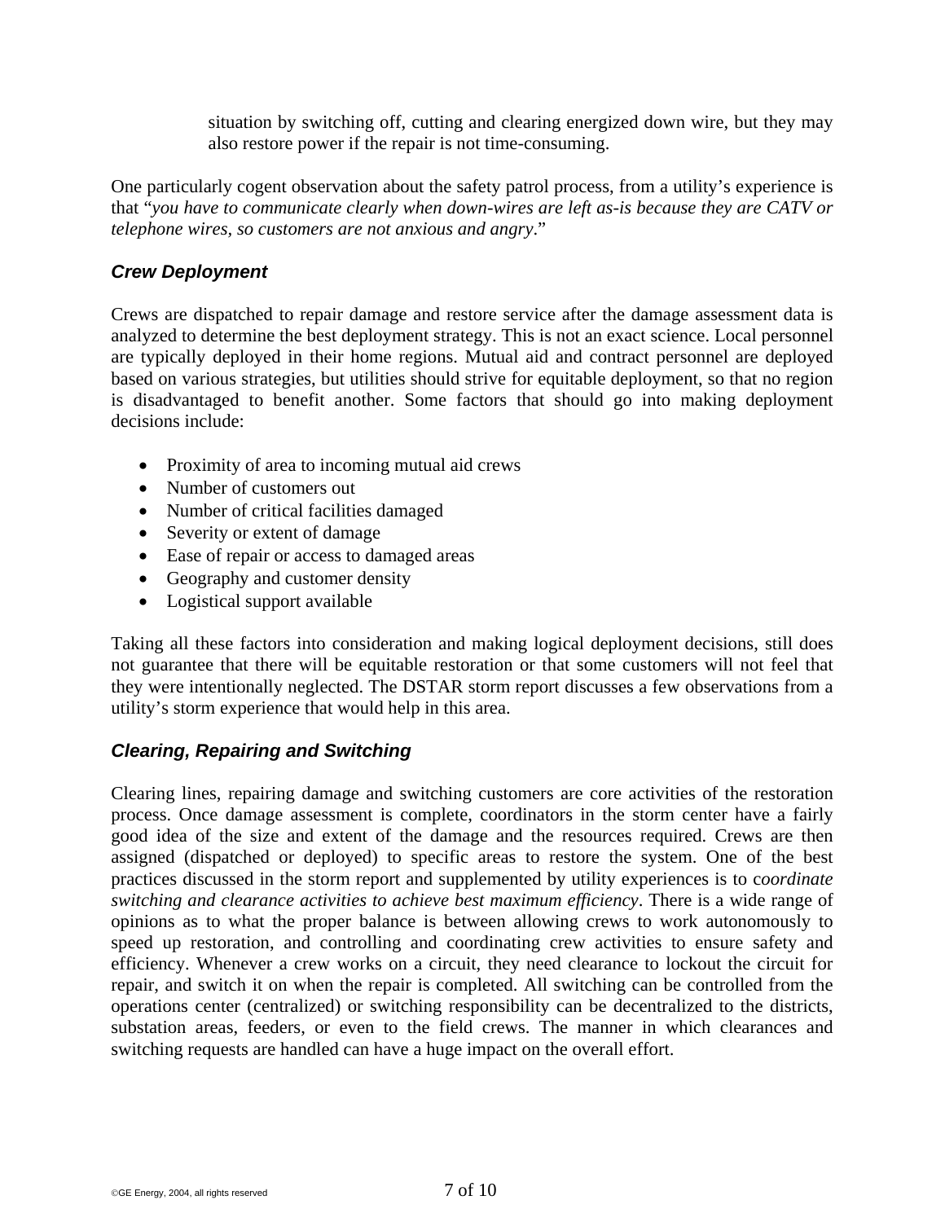situation by switching off, cutting and clearing energized down wire, but they may also restore power if the repair is not time-consuming.

One particularly cogent observation about the safety patrol process, from a utility's experience is that "*you have to communicate clearly when down-wires are left as-is because they are CATV or telephone wires, so customers are not anxious and angry*."

### *Crew Deployment*

Crews are dispatched to repair damage and restore service after the damage assessment data is analyzed to determine the best deployment strategy. This is not an exact science. Local personnel are typically deployed in their home regions. Mutual aid and contract personnel are deployed based on various strategies, but utilities should strive for equitable deployment, so that no region is disadvantaged to benefit another. Some factors that should go into making deployment decisions include:

- Proximity of area to incoming mutual aid crews
- Number of customers out
- Number of critical facilities damaged
- Severity or extent of damage
- Ease of repair or access to damaged areas
- Geography and customer density
- Logistical support available

Taking all these factors into consideration and making logical deployment decisions, still does not guarantee that there will be equitable restoration or that some customers will not feel that they were intentionally neglected. The DSTAR storm report discusses a few observations from a utility's storm experience that would help in this area.

### *Clearing, Repairing and Switching*

Clearing lines, repairing damage and switching customers are core activities of the restoration process. Once damage assessment is complete, coordinators in the storm center have a fairly good idea of the size and extent of the damage and the resources required. Crews are then assigned (dispatched or deployed) to specific areas to restore the system. One of the best practices discussed in the storm report and supplemented by utility experiences is to c*oordinate switching and clearance activities to achieve best maximum efficiency*. There is a wide range of opinions as to what the proper balance is between allowing crews to work autonomously to speed up restoration, and controlling and coordinating crew activities to ensure safety and efficiency. Whenever a crew works on a circuit, they need clearance to lockout the circuit for repair, and switch it on when the repair is completed. All switching can be controlled from the operations center (centralized) or switching responsibility can be decentralized to the districts, substation areas, feeders, or even to the field crews. The manner in which clearances and switching requests are handled can have a huge impact on the overall effort.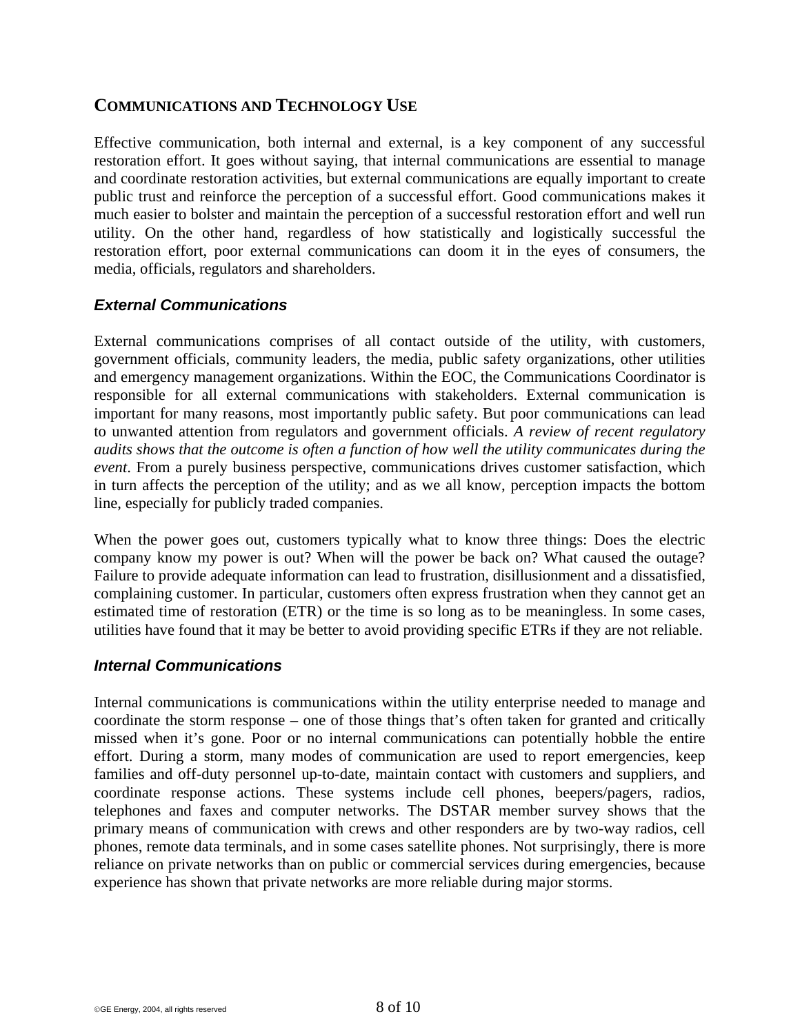## Communications and Technology Use

Effective communication, both internal and external, is a key component of any successful restoration effort. It goes without saying, that internal communications are essential to manage and coordinate restoration activities, but external communications are equally important to create public trust and reinforce the perception of a successful effort. Good communications makes it much easier to bolster and maintain the perception of a successful restoration effort and well run utility. On the other hand, regardless of how statistically and logistically successful the restoration effort, poor external communications can doom it in the eyes of consumers, the media, officials, regulators and shareholders.

### *External Communications*

External communications comprises of all contact outside of the utility, with customers, government officials, community leaders, the media, public safety organizations, other utilities and emergency management organizations. Within the EOC, the Communications Coordinator is responsible for all external communications with stakeholders. External communication is important for many reasons, most importantly public safety. But poor communications can lead to unwanted attention from regulators and government officials. *A review of recent regulatory audits shows that the outcome is often a function of how well the utility communicates during the event*. From a purely business perspective, communications drives customer satisfaction, which in turn affects the perception of the utility; and as we all know, perception impacts the bottom line, especially for publicly traded companies.

When the power goes out, customers typically what to know three things: Does the electric company know my power is out? When will the power be back on? What caused the outage? Failure to provide adequate information can lead to frustration, disillusionment and a dissatisfied, complaining customer. In particular, customers often express frustration when they cannot get an estimated time of restoration (ETR) or the time is so long as to be meaningless. In some cases, utilities have found that it may be better to avoid providing specific ETRs if they are not reliable.

### *Internal Communications*

Internal communications is communications within the utility enterprise needed to manage and coordinate the storm response – one of those things that's often taken for granted and critically missed when it's gone. Poor or no internal communications can potentially hobble the entire effort. During a storm, many modes of communication are used to report emergencies, keep families and off-duty personnel up-to-date, maintain contact with customers and suppliers, and coordinate response actions. These systems include cell phones, beepers/pagers, radios, telephones and faxes and computer networks. The DSTAR member survey shows that the primary means of communication with crews and other responders are by two-way radios, cell phones, remote data terminals, and in some cases satellite phones. Not surprisingly, there is more reliance on private networks than on public or commercial services during emergencies, because experience has shown that private networks are more reliable during major storms.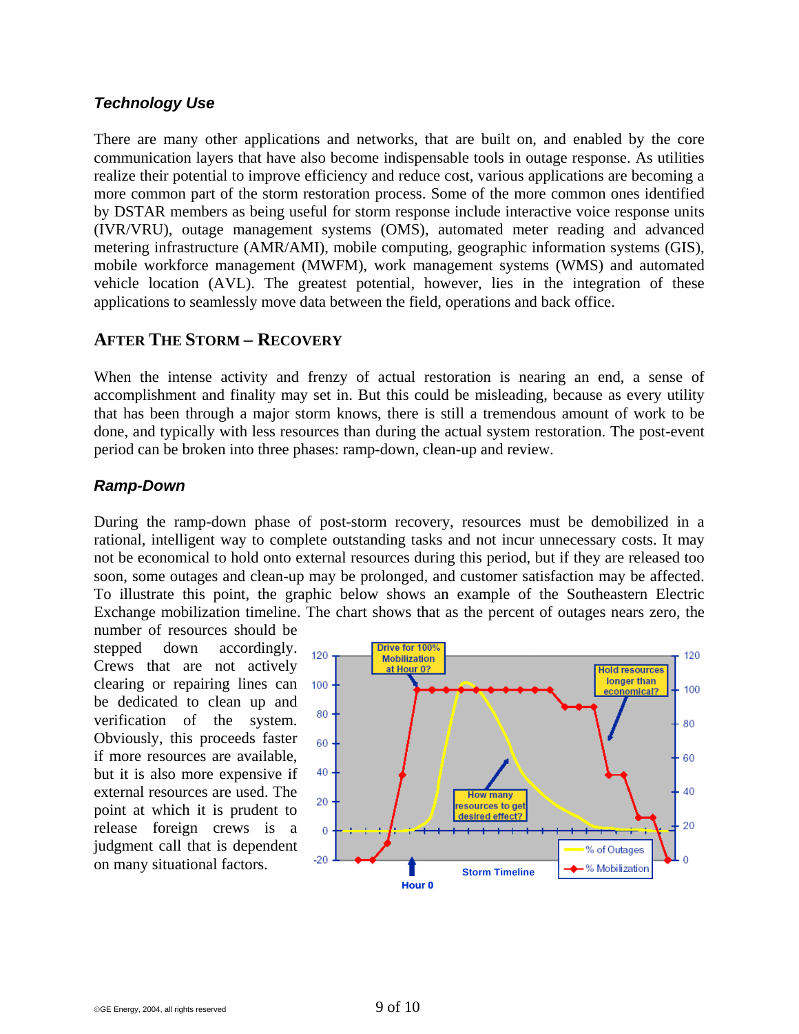### *Technology Use*

There are many other applications and networks, that are built on, and enabled by the core communication layers that have also become indispensable tools in outage response. As utilities realize their potential to improve efficiency and reduce cost, various applications are becoming a more common part of the storm restoration process. Some of the more common ones identified by DSTAR members as being useful for storm response include interactive voice response units (IVR/VRU), outage management systems (OMS), automated meter reading and advanced metering infrastructure (AMR/AMI), mobile computing, geographic information systems (GIS), mobile workforce management (MWFM), work management systems (WMS) and automated vehicle location (AVL). The greatest potential, however, lies in the integration of these applications to seamlessly move data between the field, operations and back office.

## AFTER THE STORM – RECOVERY

When the intense activity and frenzy of actual restoration is nearing an end, a sense of accomplishment and finality may set in. But this could be misleading, because as every utility that has been through a major storm knows, there is still a tremendous amount of work to be done, and typically with less resources than during the actual system restoration. The post-event period can be broken into three phases: ramp-down, clean-up and review.

### *Ramp-Down*

During the ramp-down phase of post-storm recovery, resources must be demobilized in a rational, intelligent way to complete outstanding tasks and not incur unnecessary costs. It may not be economical to hold onto external resources during this period, but if they are released too soon, some outages and clean-up may be prolonged, and customer satisfaction may be affected. To illustrate this point, the graphic below shows an example of the Southeastern Electric Exchange mobilization timeline. The chart shows that as the percent of outages nears zero, the number of resources should be stepped down accordingly. Crews that are not actively clearing or repairing lines can be dedicated to clean up and verification of the system. Obviously, this proceeds faster if more resources are available, but it is also more expensive if external resources are used. The point at which it is prudent to release foreign crews is a judgment call that is dependent on many situational factors.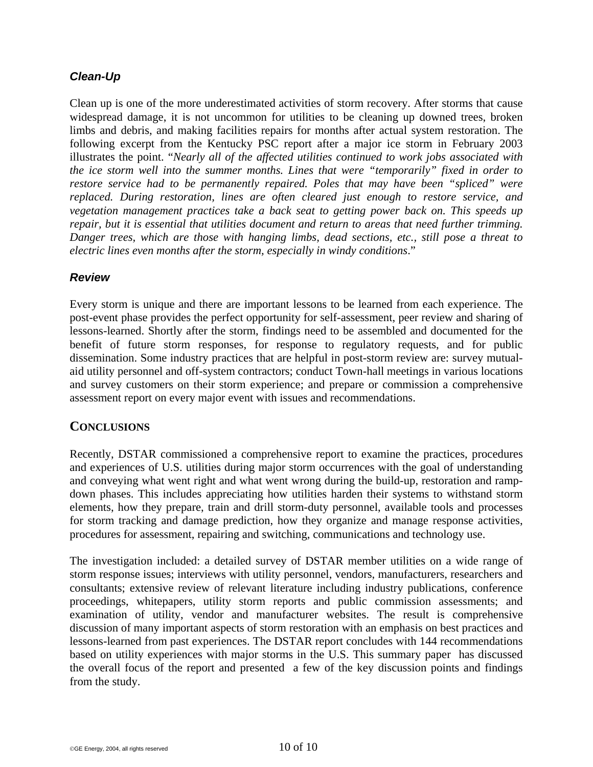### *Clean-Up*

Clean up is one of the more underestimated activities of storm recovery. After storms that cause widespread damage, it is not uncommon for utilities to be cleaning up downed trees, broken limbs and debris, and making facilities repairs for months after actual system restoration. The following excerpt from the Kentucky PSC report after a major ice storm in February 2003 illustrates the point. "*Nearly all of the affected utilities continued to work jobs associated with the ice storm well into the summer months. Lines that were "temporarily" fixed in order to restore service had to be permanently repaired. Poles that may have been "spliced" were replaced. During restoration, lines are often cleared just enough to restore service, and vegetation management practices take a back seat to getting power back on. This speeds up repair, but it is essential that utilities document and return to areas that need further trimming. Danger trees, which are those with hanging limbs, dead sections, etc., still pose a threat to electric lines even months after the storm, especially in windy conditions*."

### *Review*

Every storm is unique and there are important lessons to be learned from each experience. The post-event phase provides the perfect opportunity for self-assessment, peer review and sharing of lessons-learned. Shortly after the storm, findings need to be assembled and documented for the benefit of future storm responses, for response to regulatory requests, and for public dissemination. Some industry practices that are helpful in post-storm review are: survey mutual-aid utility personnel and off-system contractors; conduct Town-hall meetings in various locations and survey customers on their storm experience; and prepare or commission a comprehensive assessment report on every major event with issues and recommendations.

## CONCLUSIONS

Recently, DSTAR commissioned a comprehensive report to examine the practices, procedures and experiences of U.S. utilities during major storm occurrences with the goal of understanding and conveying what went right and what went wrong during the build-up, restoration and ramp-down phases. This includes appreciating how utilities harden their systems to withstand storm elements, how they prepare, train and drill storm-duty personnel, available tools and processes for storm tracking and damage prediction, how they organize and manage response activities, procedures for assessment, repairing and switching, communications and technology use.

The investigation included: a detailed survey of DSTAR member utilities on a wide range of storm response issues; interviews with utility personnel, vendors, manufacturers, researchers and consultants; extensive review of relevant literature including industry publications, conference proceedings, whitepapers, utility storm reports and public commission assessments; and examination of utility, vendor and manufacturer websites. The result is comprehensive discussion of many important aspects of storm restoration with an emphasis on best practices and lessons-learned from past experiences. The DSTAR report concludes with 144 recommendations based on utility experiences with major storms in the U.S. This summary paper has discussed the overall focus of the report and presented a few of the key discussion points and findings from the study.